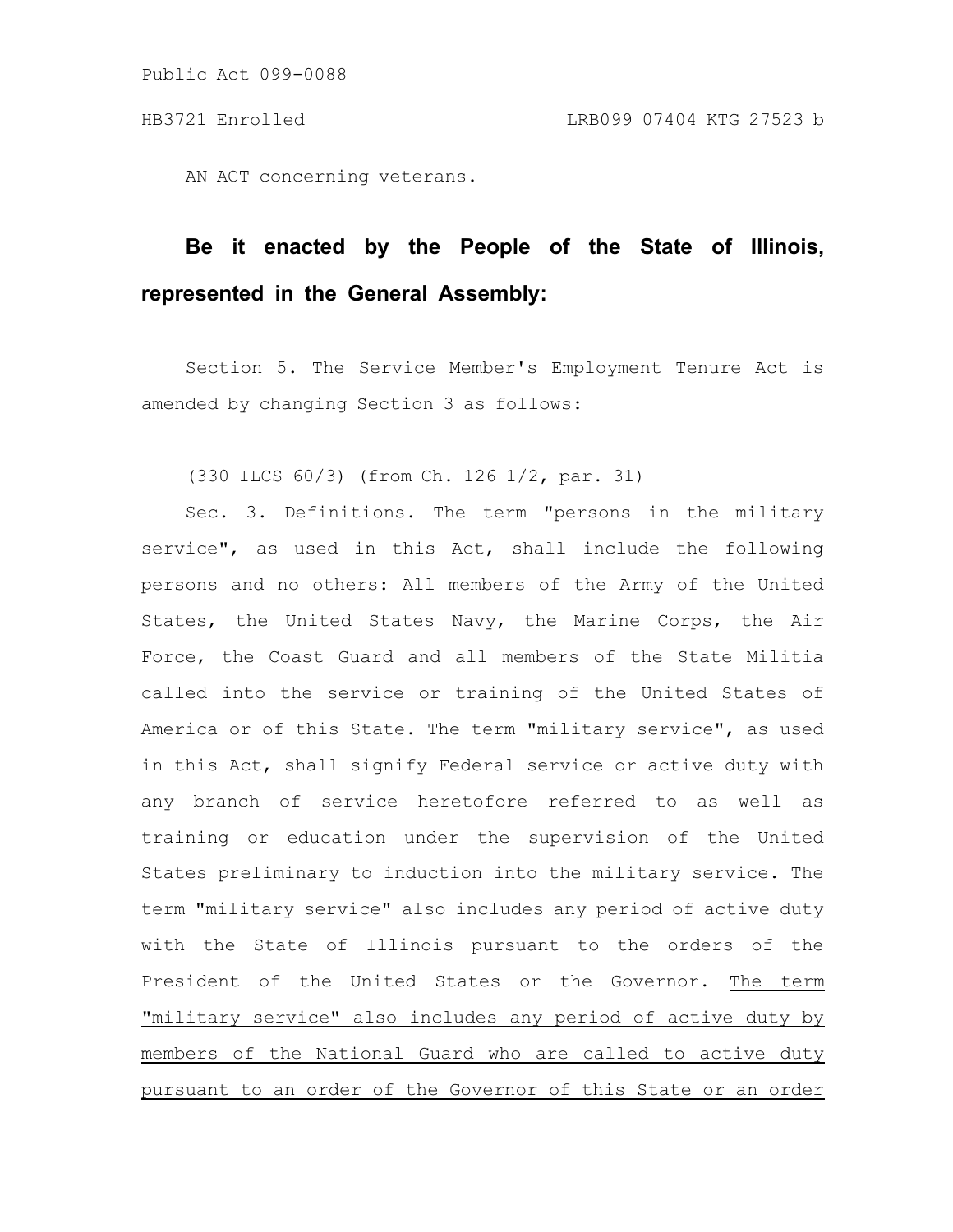Public Act 099-0088

HB3721 Enrolled LRB099 07404 KTG 27523 b

AN ACT concerning veterans.

**Be it enacted by the People of the State of Illinois, represented in the General Assembly:**

Section 5. The Service Member's Employment Tenure Act is amended by changing Section 3 as follows:

(330 ILCS 60/3) (from Ch. 126 1/2, par. 31)

Sec. 3. Definitions. The term "persons in the military service", as used in this Act, shall include the following persons and no others: All members of the Army of the United States, the United States Navy, the Marine Corps, the Air Force, the Coast Guard and all members of the State Militia called into the service or training of the United States of America or of this State. The term "military service", as used in this Act, shall signify Federal service or active duty with any branch of service heretofore referred to as well as training or education under the supervision of the United States preliminary to induction into the military service. The term "military service" also includes any period of active duty with the State of Illinois pursuant to the orders of the President of the United States or the Governor. <u>The term "military service" also includes any period of active duty by members of the National Guard who are called to active duty pursuant to an order of the Governor of this State or an order</u>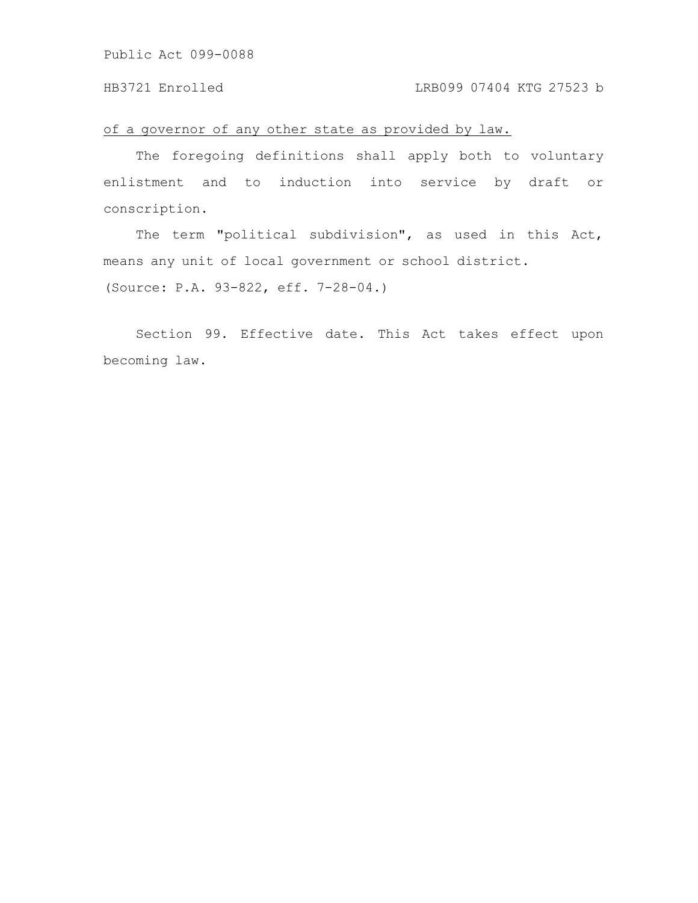of a governor of any other state as provided by law.

The foregoing definitions shall apply both to voluntary enlistment and to induction into service by draft or conscription.

The term "political subdivision", as used in this Act, means any unit of local government or school district.

(Source: P.A. 93-822, eff. 7-28-04.)

Section 99. Effective date. This Act takes effect upon becoming law.